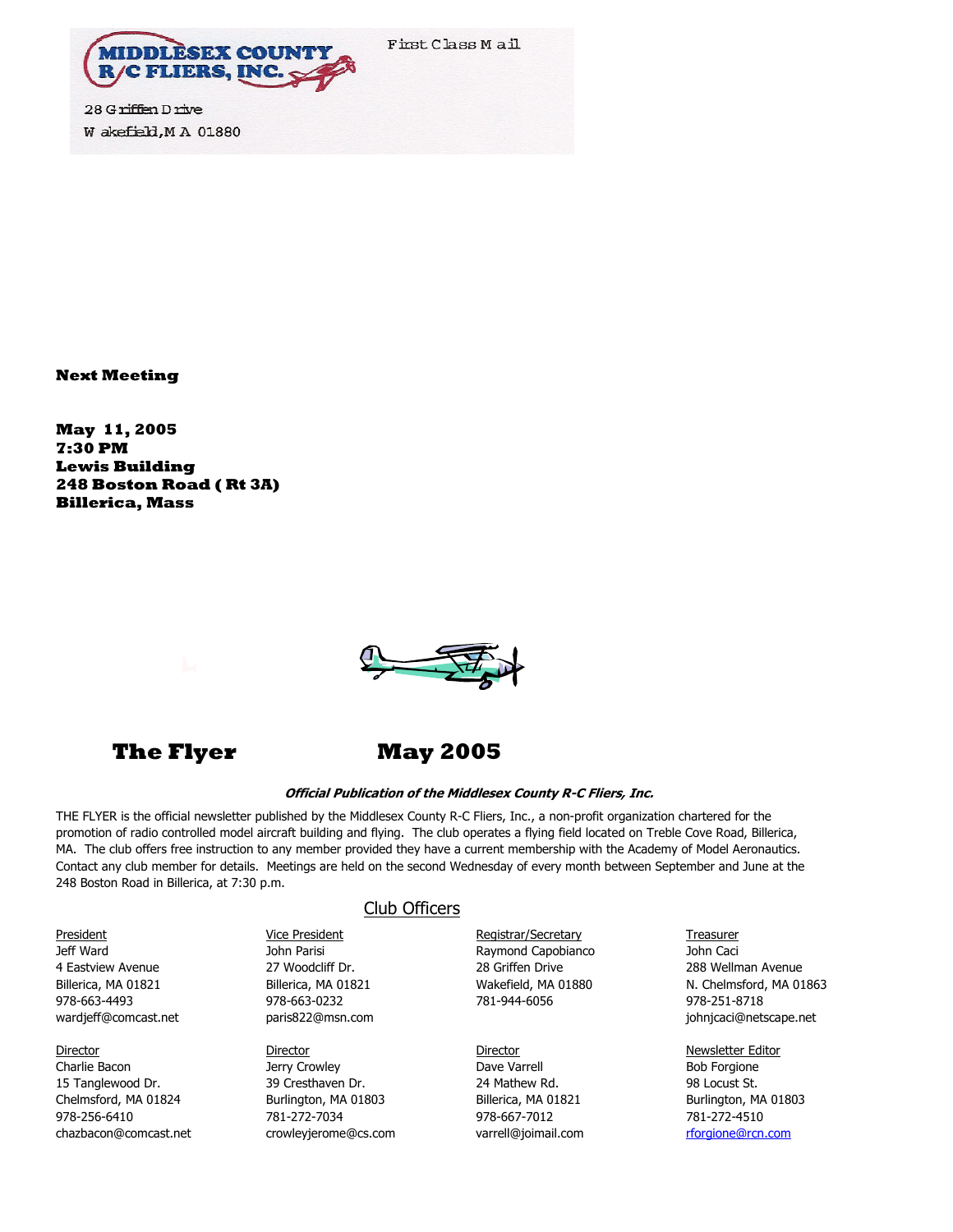MIDDLESEX COUNTY R/C FLIERS, INC.

First Class Mail

28 Griffen Drive
Wakefield, MA 01880

**Next Meeting**

**May 11, 2005**
**7:30 PM**
**Lewis Building**
**248 Boston Road ( Rt 3A)**
**Billerica, Mass**

# The Flyer May 2005

***Official Publication of the Middlesex County R-C Fliers, Inc.***

THE FLYER is the official newsletter published by the Middlesex County R-C Fliers, Inc., a non-profit organization chartered for the promotion of radio controlled model aircraft building and flying. The club operates a flying field located on Treble Cove Road, Billerica, MA. The club offers free instruction to any member provided they have a current membership with the Academy of Model Aeronautics. Contact any club member for details. Meetings are held on the second Wednesday of every month between September and June at the 248 Boston Road in Billerica, at 7:30 p.m.

## Club Officers

President
Jeff Ward
4 Eastview Avenue
Billerica, MA 01821
978-663-4493
wardjeff@comcast.net

Vice President
John Parisi
27 Woodcliff Dr.
Billerica, MA 01821
978-663-0232
paris822@msn.com

Registrar/Secretary
Raymond Capobianco
28 Griffen Drive
Wakefield, MA 01880
781-944-6056

Treasurer
John Caci
288 Wellman Avenue
N. Chelmsford, MA 01863
978-251-8718
johnjcaci@netscape.net

Director
Charlie Bacon
15 Tanglewood Dr.
Chelmsford, MA 01824
978-256-6410
chazbacon@comcast.net

Director
Jerry Crowley
39 Cresthaven Dr.
Burlington, MA 01803
781-272-7034
crowleyjerome@cs.com

Director
Dave Varrell
24 Mathew Rd.
Billerica, MA 01821
978-667-7012
varrell@joimail.com

Newsletter Editor
Bob Forgione
98 Locust St.
Burlington, MA 01803
781-272-4510
rforgione@rcn.com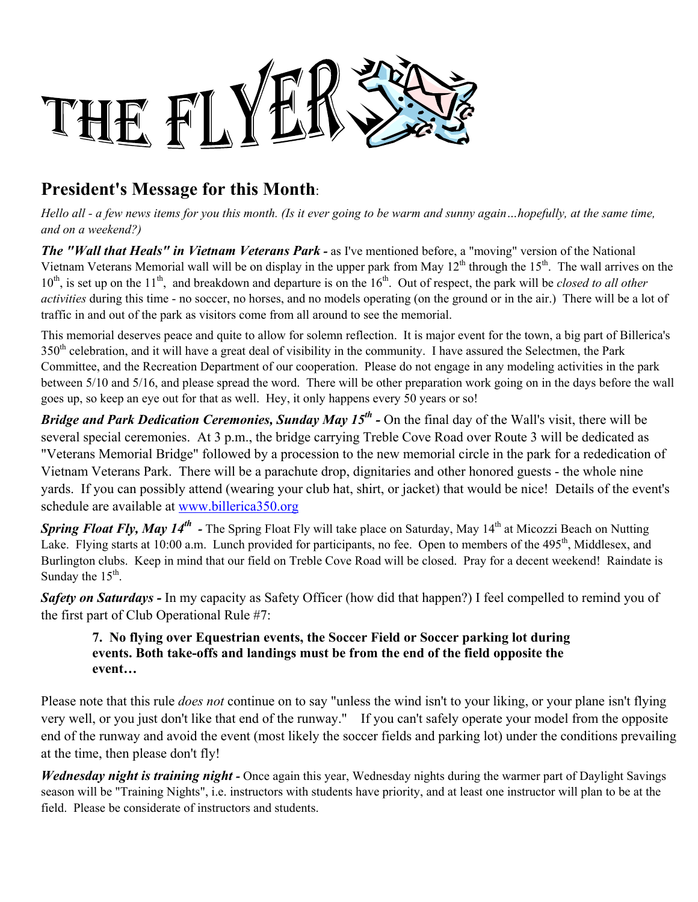# THE FLYER

## President's Message for this Month:

*Hello all - a few news items for you this month. (Is it ever going to be warm and sunny again…hopefully, at the same time, and on a weekend?)*

***The "Wall that Heals" in Vietnam Veterans Park -*** as I've mentioned before, a "moving" version of the National Vietnam Veterans Memorial wall will be on display in the upper park from May 12th through the 15th. The wall arrives on the 10th, is set up on the 11th, and breakdown and departure is on the 16th. Out of respect, the park will be *closed to all other activities* during this time - no soccer, no horses, and no models operating (on the ground or in the air.) There will be a lot of traffic in and out of the park as visitors come from all around to see the memorial.

This memorial deserves peace and quite to allow for solemn reflection. It is major event for the town, a big part of Billerica's 350th celebration, and it will have a great deal of visibility in the community. I have assured the Selectmen, the Park Committee, and the Recreation Department of our cooperation. Please do not engage in any modeling activities in the park between 5/10 and 5/16, and please spread the word. There will be other preparation work going on in the days before the wall goes up, so keep an eye out for that as well. Hey, it only happens every 50 years or so!

***Bridge and Park Dedication Ceremonies, Sunday May 15th -*** On the final day of the Wall's visit, there will be several special ceremonies. At 3 p.m., the bridge carrying Treble Cove Road over Route 3 will be dedicated as "Veterans Memorial Bridge" followed by a procession to the new memorial circle in the park for a rededication of Vietnam Veterans Park. There will be a parachute drop, dignitaries and other honored guests - the whole nine yards. If you can possibly attend (wearing your club hat, shirt, or jacket) that would be nice! Details of the event's schedule are available at www.billerica350.org

***Spring Float Fly, May 14th -*** The Spring Float Fly will take place on Saturday, May 14th at Micozzi Beach on Nutting Lake. Flying starts at 10:00 a.m. Lunch provided for participants, no fee. Open to members of the 495th, Middlesex, and Burlington clubs. Keep in mind that our field on Treble Cove Road will be closed. Pray for a decent weekend! Raindate is Sunday the 15th.

***Safety on Saturdays -*** In my capacity as Safety Officer (how did that happen?) I feel compelled to remind you of the first part of Club Operational Rule #7:

> **7. No flying over Equestrian events, the Soccer Field or Soccer parking lot during events. Both take-offs and landings must be from the end of the field opposite the event…**

Please note that this rule *does not* continue on to say "unless the wind isn't to your liking, or your plane isn't flying very well, or you just don't like that end of the runway." If you can't safely operate your model from the opposite end of the runway and avoid the event (most likely the soccer fields and parking lot) under the conditions prevailing at the time, then please don't fly!

***Wednesday night is training night -*** Once again this year, Wednesday nights during the warmer part of Daylight Savings season will be "Training Nights", i.e. instructors with students have priority, and at least one instructor will plan to be at the field. Please be considerate of instructors and students.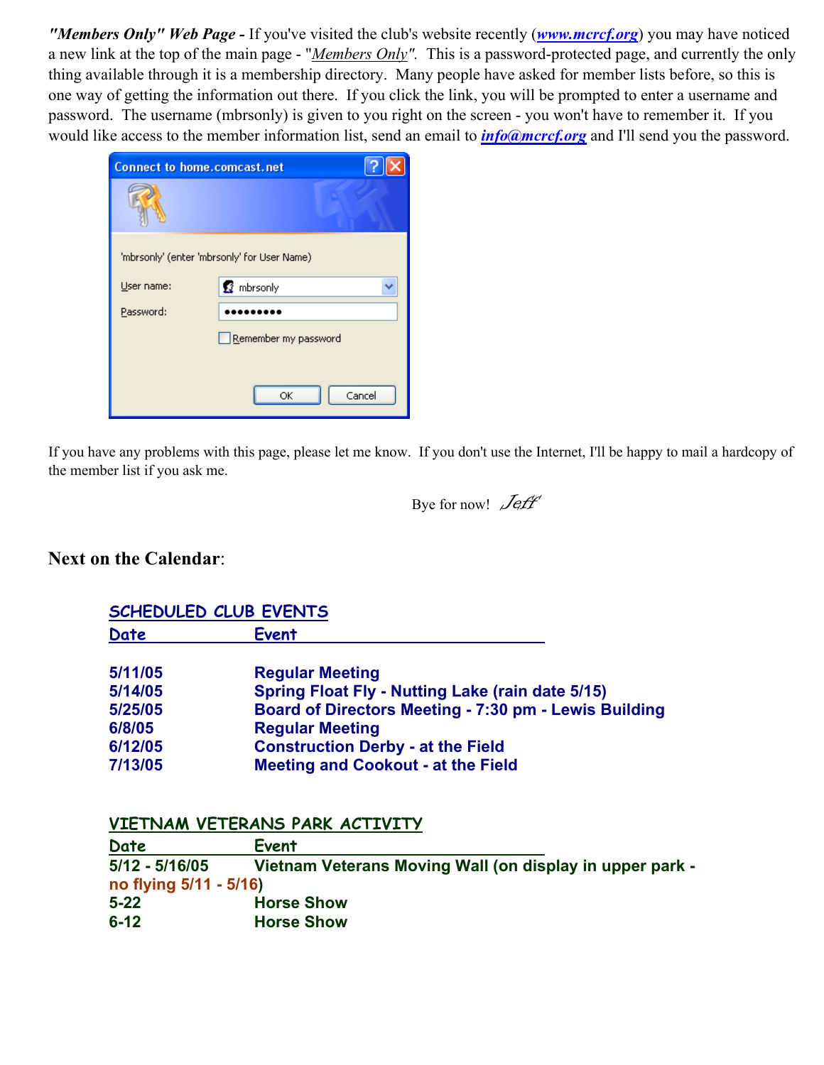***"Members Only" Web Page -*** If you've visited the club's website recently (***www.mcrcf.org***) you may have noticed a new link at the top of the main page - "*Members Only*". This is a password-protected page, and currently the only thing available through it is a membership directory. Many people have asked for member lists before, so this is one way of getting the information out there. If you click the link, you will be prompted to enter a username and password. The username (mbrsonly) is given to you right on the screen - you won't have to remember it. If you would like access to the member information list, send an email to ***info@mcrcf.org*** and I'll send you the password.

If you have any problems with this page, please let me know. If you don't use the Internet, I'll be happy to mail a hardcopy of the member list if you ask me.

Bye for now! *Jeff*

## Next on the Calendar:

### SCHEDULED CLUB EVENTS

| Date | Event |
|---|---|
| 5/11/05 | Regular Meeting |
| 5/14/05 | Spring Float Fly - Nutting Lake (rain date 5/15) |
| 5/25/05 | Board of Directors Meeting - 7:30 pm - Lewis Building |
| 6/8/05 | Regular Meeting |
| 6/12/05 | Construction Derby - at the Field |
| 7/13/05 | Meeting and Cookout - at the Field |

### VIETNAM VETERANS PARK ACTIVITY

| Date | Event |
|---|---|
| 5/12 - 5/16/05 | Vietnam Veterans Moving Wall (on display in upper park - no flying 5/11 - 5/16) |
| 5-22 | Horse Show |
| 6-12 | Horse Show |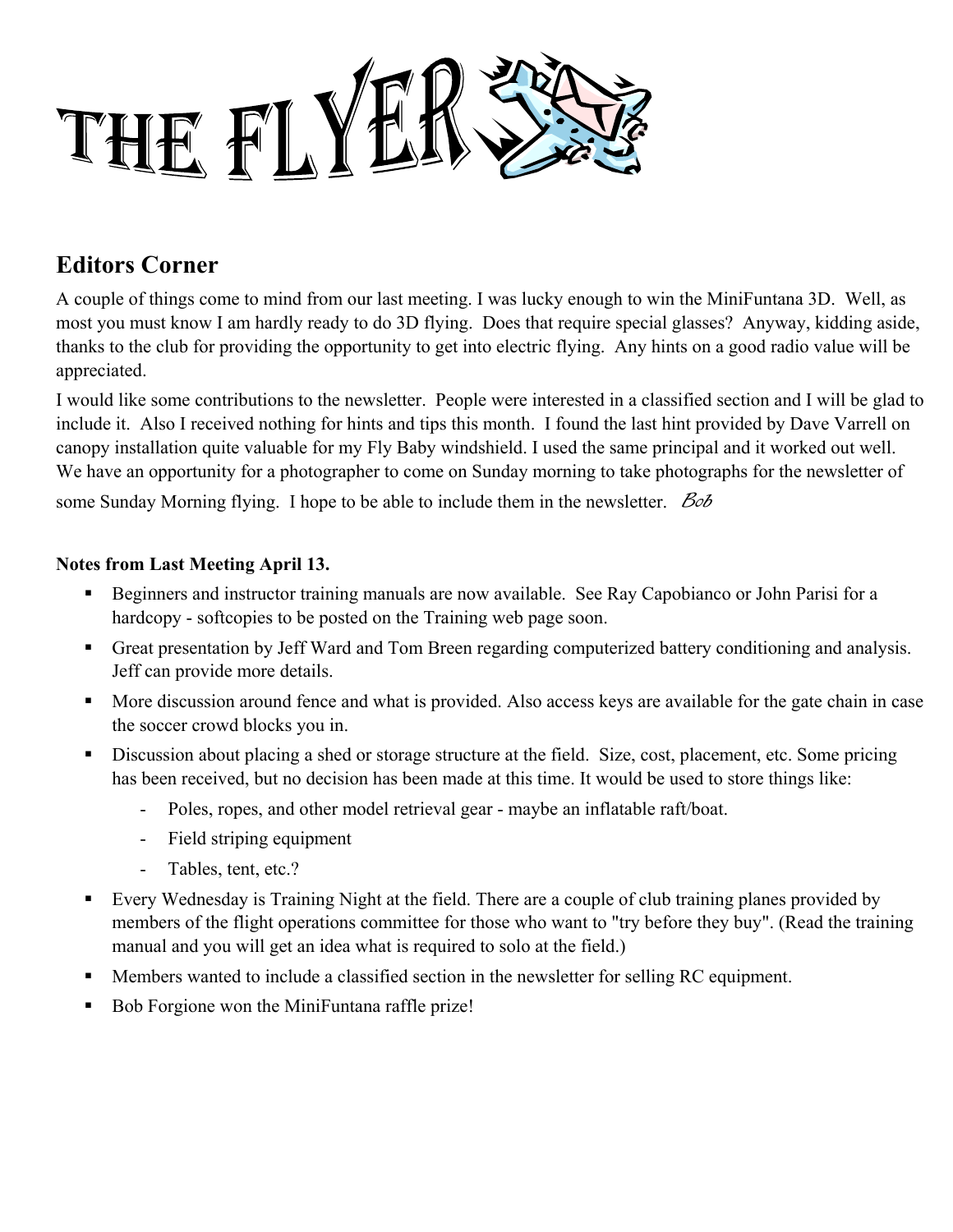# THE FLYER

## Editors Corner

A couple of things come to mind from our last meeting. I was lucky enough to win the MiniFuntana 3D. Well, as most you must know I am hardly ready to do 3D flying. Does that require special glasses? Anyway, kidding aside, thanks to the club for providing the opportunity to get into electric flying. Any hints on a good radio value will be appreciated.

I would like some contributions to the newsletter. People were interested in a classified section and I will be glad to include it. Also I received nothing for hints and tips this month. I found the last hint provided by Dave Varrell on canopy installation quite valuable for my Fly Baby windshield. I used the same principal and it worked out well. We have an opportunity for a photographer to come on Sunday morning to take photographs for the newsletter of some Sunday Morning flying. I hope to be able to include them in the newsletter. *Bob*

**Notes from Last Meeting April 13.**

- Beginners and instructor training manuals are now available. See Ray Capobianco or John Parisi for a hardcopy - softcopies to be posted on the Training web page soon.
- Great presentation by Jeff Ward and Tom Breen regarding computerized battery conditioning and analysis. Jeff can provide more details.
- More discussion around fence and what is provided. Also access keys are available for the gate chain in case the soccer crowd blocks you in.
- Discussion about placing a shed or storage structure at the field. Size, cost, placement, etc. Some pricing has been received, but no decision has been made at this time. It would be used to store things like:
  - Poles, ropes, and other model retrieval gear - maybe an inflatable raft/boat.
  - Field striping equipment
  - Tables, tent, etc.?
- Every Wednesday is Training Night at the field. There are a couple of club training planes provided by members of the flight operations committee for those who want to "try before they buy". (Read the training manual and you will get an idea what is required to solo at the field.)
- Members wanted to include a classified section in the newsletter for selling RC equipment.
- Bob Forgione won the MiniFuntana raffle prize!